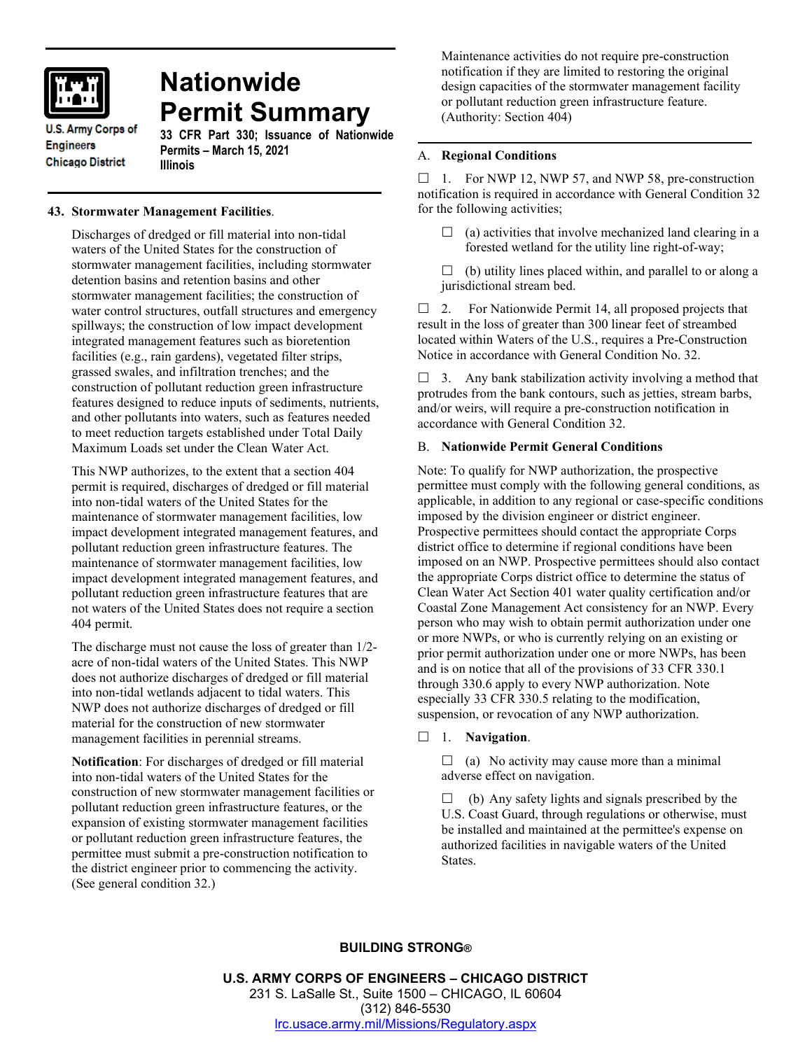U.S. Army Corps of Engineers
Chicago District

# Nationwide Permit Summary

**33 CFR Part 330; Issuance of Nationwide Permits – March 15, 2021**
**Illinois**

## 43. Stormwater Management Facilities.

Discharges of dredged or fill material into non-tidal waters of the United States for the construction of stormwater management facilities, including stormwater detention basins and retention basins and other stormwater management facilities; the construction of water control structures, outfall structures and emergency spillways; the construction of low impact development integrated management features such as bioretention facilities (e.g., rain gardens), vegetated filter strips, grassed swales, and infiltration trenches; and the construction of pollutant reduction green infrastructure features designed to reduce inputs of sediments, nutrients, and other pollutants into waters, such as features needed to meet reduction targets established under Total Daily Maximum Loads set under the Clean Water Act.

This NWP authorizes, to the extent that a section 404 permit is required, discharges of dredged or fill material into non-tidal waters of the United States for the maintenance of stormwater management facilities, low impact development integrated management features, and pollutant reduction green infrastructure features. The maintenance of stormwater management facilities, low impact development integrated management features, and pollutant reduction green infrastructure features that are not waters of the United States does not require a section 404 permit.

The discharge must not cause the loss of greater than 1/2-acre of non-tidal waters of the United States. This NWP does not authorize discharges of dredged or fill material into non-tidal wetlands adjacent to tidal waters. This NWP does not authorize discharges of dredged or fill material for the construction of new stormwater management facilities in perennial streams.

**Notification**: For discharges of dredged or fill material into non-tidal waters of the United States for the construction of new stormwater management facilities or pollutant reduction green infrastructure features, or the expansion of existing stormwater management facilities or pollutant reduction green infrastructure features, the permittee must submit a pre-construction notification to the district engineer prior to commencing the activity. (See general condition 32.)

Maintenance activities do not require pre-construction notification if they are limited to restoring the original design capacities of the stormwater management facility or pollutant reduction green infrastructure feature. (Authority: Section 404)

## A. Regional Conditions

☐ 1. For NWP 12, NWP 57, and NWP 58, pre-construction notification is required in accordance with General Condition 32 for the following activities;

☐ (a) activities that involve mechanized land clearing in a forested wetland for the utility line right-of-way;

☐ (b) utility lines placed within, and parallel to or along a jurisdictional stream bed.

☐ 2. For Nationwide Permit 14, all proposed projects that result in the loss of greater than 300 linear feet of streambed located within Waters of the U.S., requires a Pre-Construction Notice in accordance with General Condition No. 32.

☐ 3. Any bank stabilization activity involving a method that protrudes from the bank contours, such as jetties, stream barbs, and/or weirs, will require a pre-construction notification in accordance with General Condition 32.

## B. Nationwide Permit General Conditions

Note: To qualify for NWP authorization, the prospective permittee must comply with the following general conditions, as applicable, in addition to any regional or case-specific conditions imposed by the division engineer or district engineer. Prospective permittees should contact the appropriate Corps district office to determine if regional conditions have been imposed on an NWP. Prospective permittees should also contact the appropriate Corps district office to determine the status of Clean Water Act Section 401 water quality certification and/or Coastal Zone Management Act consistency for an NWP. Every person who may wish to obtain permit authorization under one or more NWPs, or who is currently relying on an existing or prior permit authorization under one or more NWPs, has been and is on notice that all of the provisions of 33 CFR 330.1 through 330.6 apply to every NWP authorization. Note especially 33 CFR 330.5 relating to the modification, suspension, or revocation of any NWP authorization.

☐ 1. **Navigation**.

☐ (a) No activity may cause more than a minimal adverse effect on navigation.

☐ (b) Any safety lights and signals prescribed by the U.S. Coast Guard, through regulations or otherwise, must be installed and maintained at the permittee's expense on authorized facilities in navigable waters of the United States.

**BUILDING STRONG®**

**U.S. ARMY CORPS OF ENGINEERS – CHICAGO DISTRICT**
231 S. LaSalle St., Suite 1500 – CHICAGO, IL 60604
(312) 846-5530
lrc.usace.army.mil/Missions/Regulatory.aspx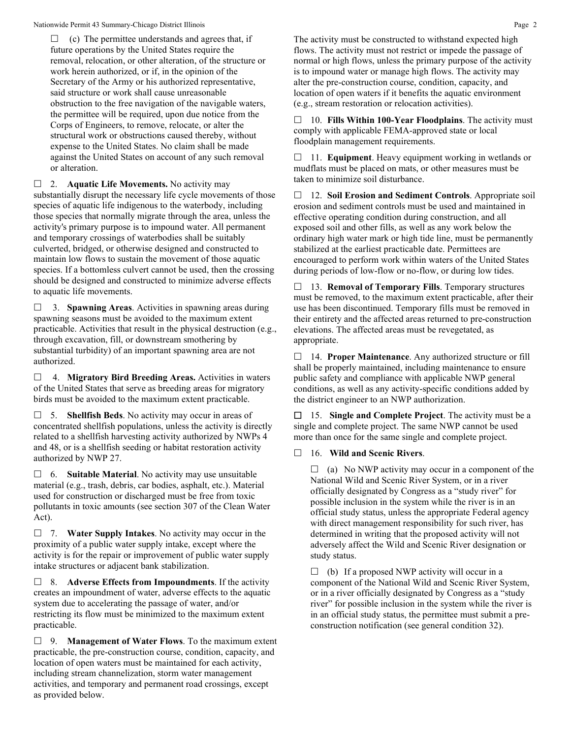☐ (c) The permittee understands and agrees that, if future operations by the United States require the removal, relocation, or other alteration, of the structure or work herein authorized, or if, in the opinion of the Secretary of the Army or his authorized representative, said structure or work shall cause unreasonable obstruction to the free navigation of the navigable waters, the permittee will be required, upon due notice from the Corps of Engineers, to remove, relocate, or alter the structural work or obstructions caused thereby, without expense to the United States. No claim shall be made against the United States on account of any such removal or alteration.

☐ 2. **Aquatic Life Movements.** No activity may substantially disrupt the necessary life cycle movements of those species of aquatic life indigenous to the waterbody, including those species that normally migrate through the area, unless the activity's primary purpose is to impound water. All permanent and temporary crossings of waterbodies shall be suitably culverted, bridged, or otherwise designed and constructed to maintain low flows to sustain the movement of those aquatic species. If a bottomless culvert cannot be used, then the crossing should be designed and constructed to minimize adverse effects to aquatic life movements.

☐ 3. **Spawning Areas**. Activities in spawning areas during spawning seasons must be avoided to the maximum extent practicable. Activities that result in the physical destruction (e.g., through excavation, fill, or downstream smothering by substantial turbidity) of an important spawning area are not authorized.

☐ 4. **Migratory Bird Breeding Areas.** Activities in waters of the United States that serve as breeding areas for migratory birds must be avoided to the maximum extent practicable.

☐ 5. **Shellfish Beds**. No activity may occur in areas of concentrated shellfish populations, unless the activity is directly related to a shellfish harvesting activity authorized by NWPs 4 and 48, or is a shellfish seeding or habitat restoration activity authorized by NWP 27.

☐ 6. **Suitable Material**. No activity may use unsuitable material (e.g., trash, debris, car bodies, asphalt, etc.). Material used for construction or discharged must be free from toxic pollutants in toxic amounts (see section 307 of the Clean Water Act).

☐ 7. **Water Supply Intakes**. No activity may occur in the proximity of a public water supply intake, except where the activity is for the repair or improvement of public water supply intake structures or adjacent bank stabilization.

☐ 8. **Adverse Effects from Impoundments**. If the activity creates an impoundment of water, adverse effects to the aquatic system due to accelerating the passage of water, and/or restricting its flow must be minimized to the maximum extent practicable.

☐ 9. **Management of Water Flows**. To the maximum extent practicable, the pre-construction course, condition, capacity, and location of open waters must be maintained for each activity, including stream channelization, storm water management activities, and temporary and permanent road crossings, except as provided below. The activity must be constructed to withstand expected high flows. The activity must not restrict or impede the passage of normal or high flows, unless the primary purpose of the activity is to impound water or manage high flows. The activity may alter the pre-construction course, condition, capacity, and location of open waters if it benefits the aquatic environment (e.g., stream restoration or relocation activities).

☐ 10. **Fills Within 100-Year Floodplains**. The activity must comply with applicable FEMA-approved state or local floodplain management requirements.

☐ 11. **Equipment**. Heavy equipment working in wetlands or mudflats must be placed on mats, or other measures must be taken to minimize soil disturbance.

☐ 12. **Soil Erosion and Sediment Controls**. Appropriate soil erosion and sediment controls must be used and maintained in effective operating condition during construction, and all exposed soil and other fills, as well as any work below the ordinary high water mark or high tide line, must be permanently stabilized at the earliest practicable date. Permittees are encouraged to perform work within waters of the United States during periods of low-flow or no-flow, or during low tides.

☐ 13. **Removal of Temporary Fills**. Temporary structures must be removed, to the maximum extent practicable, after their use has been discontinued. Temporary fills must be removed in their entirety and the affected areas returned to pre-construction elevations. The affected areas must be revegetated, as appropriate.

☐ 14. **Proper Maintenance**. Any authorized structure or fill shall be properly maintained, including maintenance to ensure public safety and compliance with applicable NWP general conditions, as well as any activity-specific conditions added by the district engineer to an NWP authorization.

☐ 15. **Single and Complete Project**. The activity must be a single and complete project. The same NWP cannot be used more than once for the same single and complete project.

☐ 16. **Wild and Scenic Rivers**.

☐ (a) No NWP activity may occur in a component of the National Wild and Scenic River System, or in a river officially designated by Congress as a "study river" for possible inclusion in the system while the river is in an official study status, unless the appropriate Federal agency with direct management responsibility for such river, has determined in writing that the proposed activity will not adversely affect the Wild and Scenic River designation or study status.

☐ (b) If a proposed NWP activity will occur in a component of the National Wild and Scenic River System, or in a river officially designated by Congress as a "study river" for possible inclusion in the system while the river is in an official study status, the permittee must submit a pre-construction notification (see general condition 32).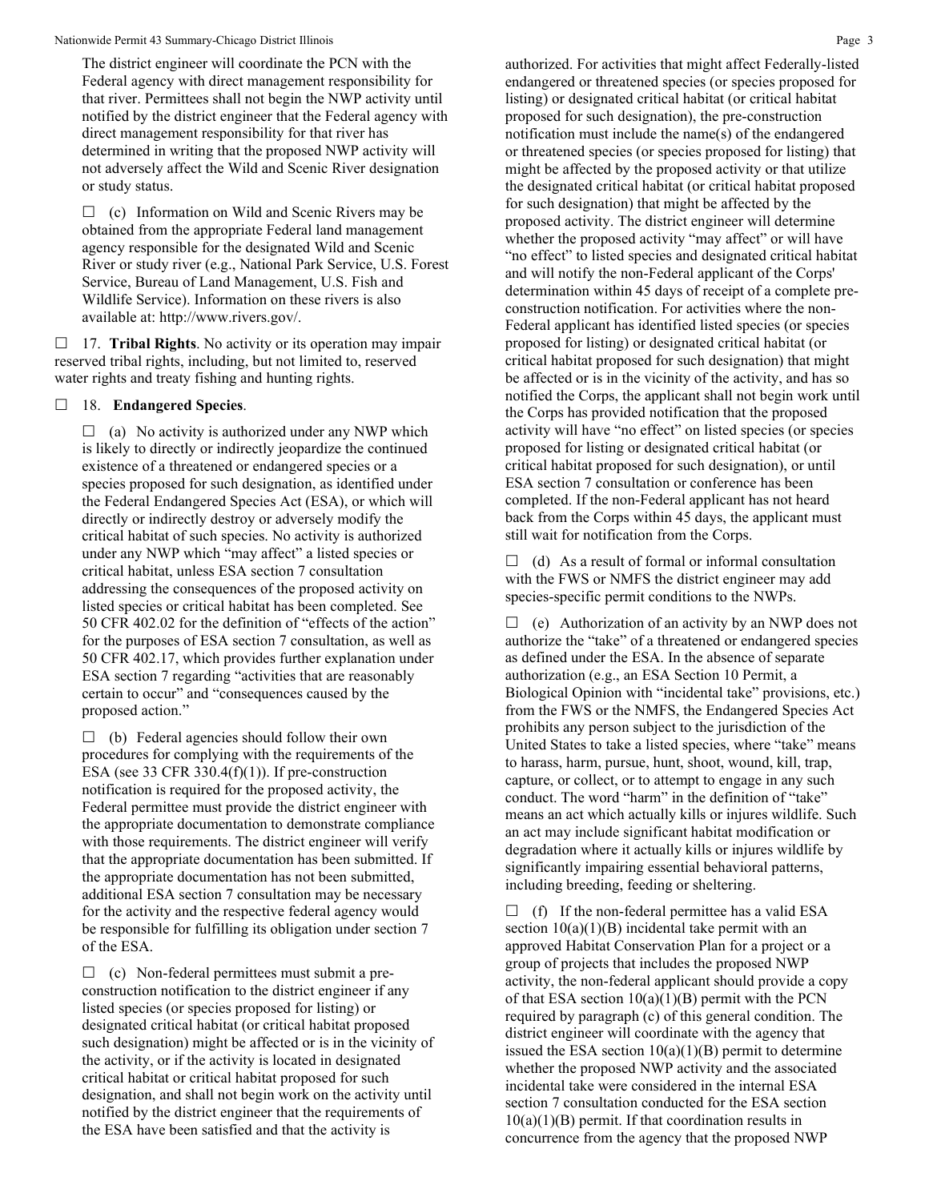The district engineer will coordinate the PCN with the Federal agency with direct management responsibility for that river. Permittees shall not begin the NWP activity until notified by the district engineer that the Federal agency with direct management responsibility for that river has determined in writing that the proposed NWP activity will not adversely affect the Wild and Scenic River designation or study status.

☐ (c) Information on Wild and Scenic Rivers may be obtained from the appropriate Federal land management agency responsible for the designated Wild and Scenic River or study river (e.g., National Park Service, U.S. Forest Service, Bureau of Land Management, U.S. Fish and Wildlife Service). Information on these rivers is also available at: http://www.rivers.gov/.

☐ 17. **Tribal Rights**. No activity or its operation may impair reserved tribal rights, including, but not limited to, reserved water rights and treaty fishing and hunting rights.

☐ 18. **Endangered Species**.

☐ (a) No activity is authorized under any NWP which is likely to directly or indirectly jeopardize the continued existence of a threatened or endangered species or a species proposed for such designation, as identified under the Federal Endangered Species Act (ESA), or which will directly or indirectly destroy or adversely modify the critical habitat of such species. No activity is authorized under any NWP which "may affect" a listed species or critical habitat, unless ESA section 7 consultation addressing the consequences of the proposed activity on listed species or critical habitat has been completed. See 50 CFR 402.02 for the definition of "effects of the action" for the purposes of ESA section 7 consultation, as well as 50 CFR 402.17, which provides further explanation under ESA section 7 regarding "activities that are reasonably certain to occur" and "consequences caused by the proposed action."

☐ (b) Federal agencies should follow their own procedures for complying with the requirements of the ESA (see 33 CFR 330.4(f)(1)). If pre-construction notification is required for the proposed activity, the Federal permittee must provide the district engineer with the appropriate documentation to demonstrate compliance with those requirements. The district engineer will verify that the appropriate documentation has been submitted. If the appropriate documentation has not been submitted, additional ESA section 7 consultation may be necessary for the activity and the respective federal agency would be responsible for fulfilling its obligation under section 7 of the ESA.

☐ (c) Non-federal permittees must submit a pre-construction notification to the district engineer if any listed species (or species proposed for listing) or designated critical habitat (or critical habitat proposed such designation) might be affected or is in the vicinity of the activity, or if the activity is located in designated critical habitat or critical habitat proposed for such designation, and shall not begin work on the activity until notified by the district engineer that the requirements of the ESA have been satisfied and that the activity is authorized. For activities that might affect Federally-listed endangered or threatened species (or species proposed for listing) or designated critical habitat (or critical habitat proposed for such designation), the pre-construction notification must include the name(s) of the endangered or threatened species (or species proposed for listing) that might be affected by the proposed activity or that utilize the designated critical habitat (or critical habitat proposed for such designation) that might be affected by the proposed activity. The district engineer will determine whether the proposed activity "may affect" or will have "no effect" to listed species and designated critical habitat and will notify the non-Federal applicant of the Corps' determination within 45 days of receipt of a complete pre-construction notification. For activities where the non-Federal applicant has identified listed species (or species proposed for listing) or designated critical habitat (or critical habitat proposed for such designation) that might be affected or is in the vicinity of the activity, and has so notified the Corps, the applicant shall not begin work until the Corps has provided notification that the proposed activity will have "no effect" on listed species (or species proposed for listing or designated critical habitat (or critical habitat proposed for such designation), or until ESA section 7 consultation or conference has been completed. If the non-Federal applicant has not heard back from the Corps within 45 days, the applicant must still wait for notification from the Corps.

☐ (d) As a result of formal or informal consultation with the FWS or NMFS the district engineer may add species-specific permit conditions to the NWPs.

☐ (e) Authorization of an activity by an NWP does not authorize the "take" of a threatened or endangered species as defined under the ESA. In the absence of separate authorization (e.g., an ESA Section 10 Permit, a Biological Opinion with "incidental take" provisions, etc.) from the FWS or the NMFS, the Endangered Species Act prohibits any person subject to the jurisdiction of the United States to take a listed species, where "take" means to harass, harm, pursue, hunt, shoot, wound, kill, trap, capture, or collect, or to attempt to engage in any such conduct. The word "harm" in the definition of "take" means an act which actually kills or injures wildlife. Such an act may include significant habitat modification or degradation where it actually kills or injures wildlife by significantly impairing essential behavioral patterns, including breeding, feeding or sheltering.

☐ (f) If the non-federal permittee has a valid ESA section 10(a)(1)(B) incidental take permit with an approved Habitat Conservation Plan for a project or a group of projects that includes the proposed NWP activity, the non-federal applicant should provide a copy of that ESA section 10(a)(1)(B) permit with the PCN required by paragraph (c) of this general condition. The district engineer will coordinate with the agency that issued the ESA section 10(a)(1)(B) permit to determine whether the proposed NWP activity and the associated incidental take were considered in the internal ESA section 7 consultation conducted for the ESA section 10(a)(1)(B) permit. If that coordination results in concurrence from the agency that the proposed NWP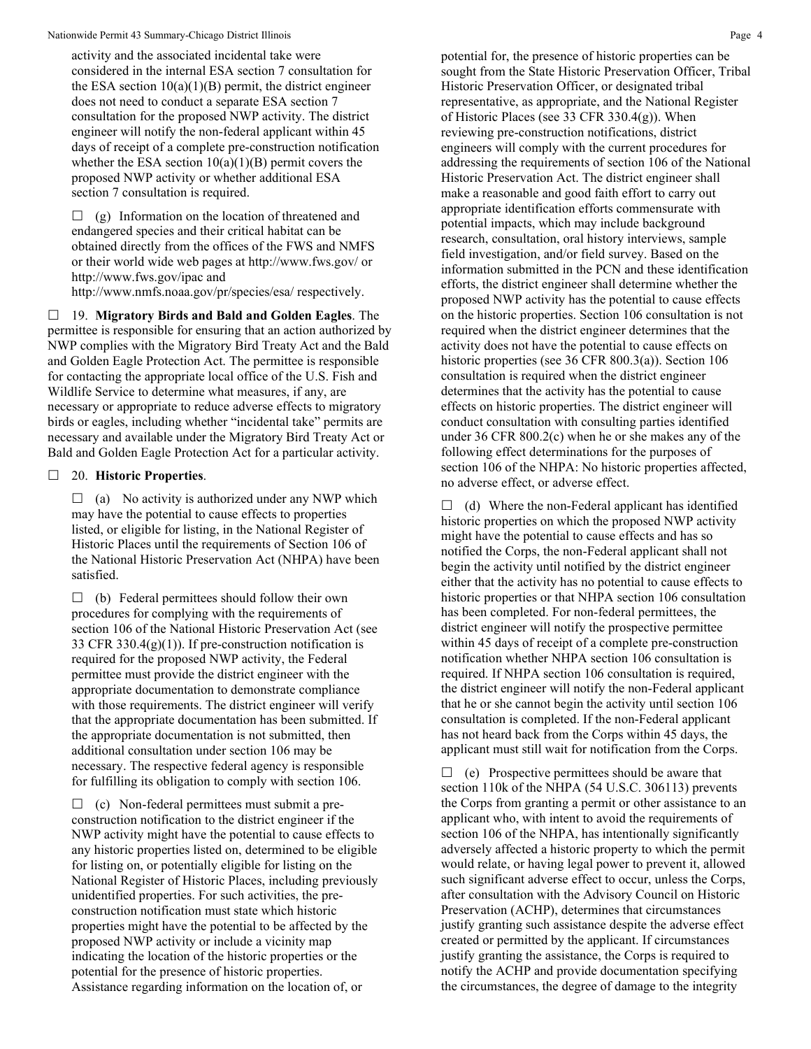activity and the associated incidental take were considered in the internal ESA section 7 consultation for the ESA section 10(a)(1)(B) permit, the district engineer does not need to conduct a separate ESA section 7 consultation for the proposed NWP activity. The district engineer will notify the non-federal applicant within 45 days of receipt of a complete pre-construction notification whether the ESA section 10(a)(1)(B) permit covers the proposed NWP activity or whether additional ESA section 7 consultation is required.

☐ (g) Information on the location of threatened and endangered species and their critical habitat can be obtained directly from the offices of the FWS and NMFS or their world wide web pages at http://www.fws.gov/ or http://www.fws.gov/ipac and http://www.nmfs.noaa.gov/pr/species/esa/ respectively.

☐ 19. **Migratory Birds and Bald and Golden Eagles**. The permittee is responsible for ensuring that an action authorized by NWP complies with the Migratory Bird Treaty Act and the Bald and Golden Eagle Protection Act. The permittee is responsible for contacting the appropriate local office of the U.S. Fish and Wildlife Service to determine what measures, if any, are necessary or appropriate to reduce adverse effects to migratory birds or eagles, including whether "incidental take" permits are necessary and available under the Migratory Bird Treaty Act or Bald and Golden Eagle Protection Act for a particular activity.

☐ 20. **Historic Properties**.

☐ (a) No activity is authorized under any NWP which may have the potential to cause effects to properties listed, or eligible for listing, in the National Register of Historic Places until the requirements of Section 106 of the National Historic Preservation Act (NHPA) have been satisfied.

☐ (b) Federal permittees should follow their own procedures for complying with the requirements of section 106 of the National Historic Preservation Act (see 33 CFR 330.4(g)(1)). If pre-construction notification is required for the proposed NWP activity, the Federal permittee must provide the district engineer with the appropriate documentation to demonstrate compliance with those requirements. The district engineer will verify that the appropriate documentation has been submitted. If the appropriate documentation is not submitted, then additional consultation under section 106 may be necessary. The respective federal agency is responsible for fulfilling its obligation to comply with section 106.

☐ (c) Non-federal permittees must submit a pre-construction notification to the district engineer if the NWP activity might have the potential to cause effects to any historic properties listed on, determined to be eligible for listing on, or potentially eligible for listing on the National Register of Historic Places, including previously unidentified properties. For such activities, the pre-construction notification must state which historic properties might have the potential to be affected by the proposed NWP activity or include a vicinity map indicating the location of the historic properties or the potential for the presence of historic properties. Assistance regarding information on the location of, or potential for, the presence of historic properties can be sought from the State Historic Preservation Officer, Tribal Historic Preservation Officer, or designated tribal representative, as appropriate, and the National Register of Historic Places (see 33 CFR 330.4(g)). When reviewing pre-construction notifications, district engineers will comply with the current procedures for addressing the requirements of section 106 of the National Historic Preservation Act. The district engineer shall make a reasonable and good faith effort to carry out appropriate identification efforts commensurate with potential impacts, which may include background research, consultation, oral history interviews, sample field investigation, and/or field survey. Based on the information submitted in the PCN and these identification efforts, the district engineer shall determine whether the proposed NWP activity has the potential to cause effects on the historic properties. Section 106 consultation is not required when the district engineer determines that the activity does not have the potential to cause effects on historic properties (see 36 CFR 800.3(a)). Section 106 consultation is required when the district engineer determines that the activity has the potential to cause effects on historic properties. The district engineer will conduct consultation with consulting parties identified under 36 CFR 800.2(c) when he or she makes any of the following effect determinations for the purposes of section 106 of the NHPA: No historic properties affected, no adverse effect, or adverse effect.

☐ (d) Where the non-Federal applicant has identified historic properties on which the proposed NWP activity might have the potential to cause effects and has so notified the Corps, the non-Federal applicant shall not begin the activity until notified by the district engineer either that the activity has no potential to cause effects to historic properties or that NHPA section 106 consultation has been completed. For non-federal permittees, the district engineer will notify the prospective permittee within 45 days of receipt of a complete pre-construction notification whether NHPA section 106 consultation is required. If NHPA section 106 consultation is required, the district engineer will notify the non-Federal applicant that he or she cannot begin the activity until section 106 consultation is completed. If the non-Federal applicant has not heard back from the Corps within 45 days, the applicant must still wait for notification from the Corps.

☐ (e) Prospective permittees should be aware that section 110k of the NHPA (54 U.S.C. 306113) prevents the Corps from granting a permit or other assistance to an applicant who, with intent to avoid the requirements of section 106 of the NHPA, has intentionally significantly adversely affected a historic property to which the permit would relate, or having legal power to prevent it, allowed such significant adverse effect to occur, unless the Corps, after consultation with the Advisory Council on Historic Preservation (ACHP), determines that circumstances justify granting such assistance despite the adverse effect created or permitted by the applicant. If circumstances justify granting the assistance, the Corps is required to notify the ACHP and provide documentation specifying the circumstances, the degree of damage to the integrity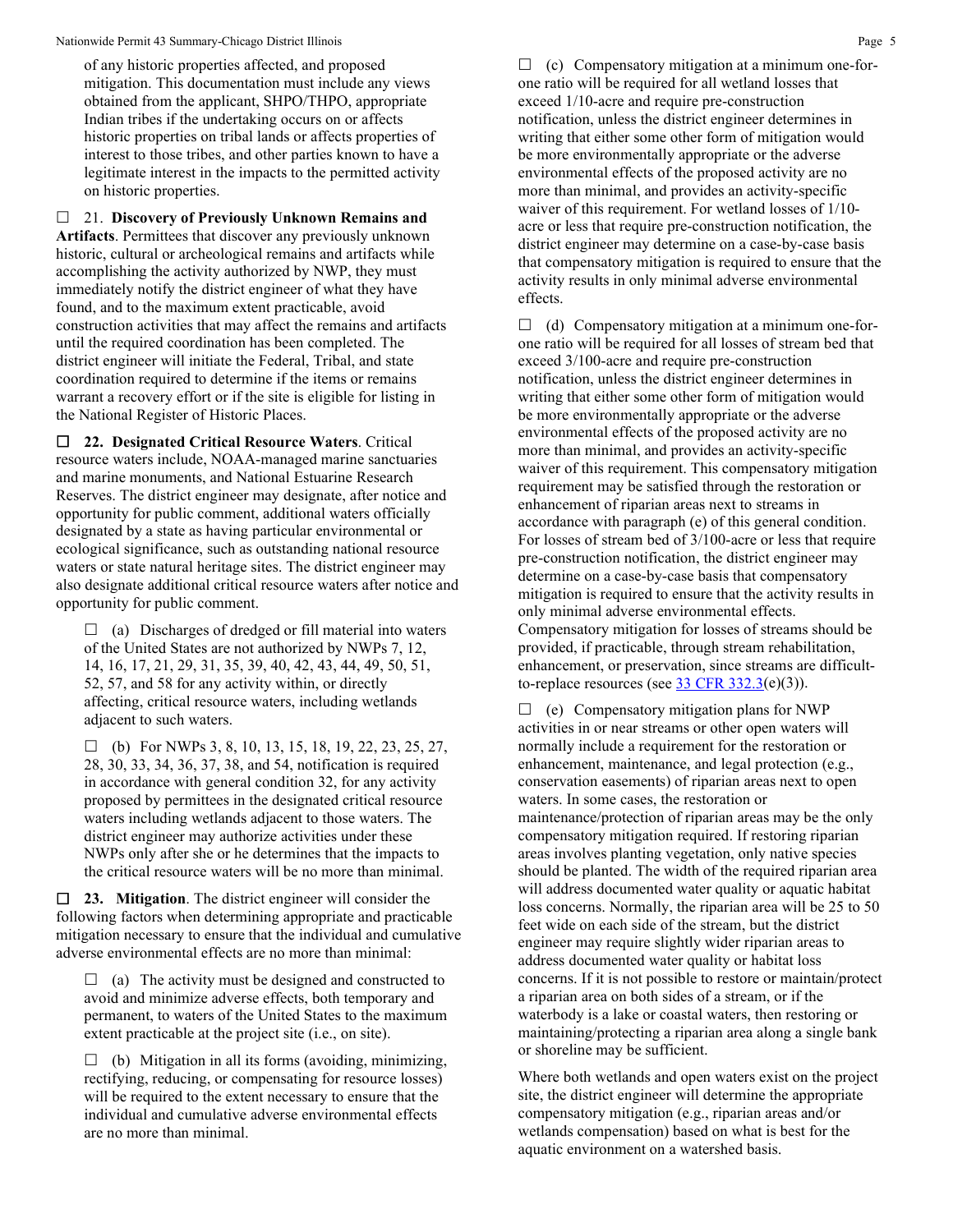of any historic properties affected, and proposed mitigation. This documentation must include any views obtained from the applicant, SHPO/THPO, appropriate Indian tribes if the undertaking occurs on or affects historic properties on tribal lands or affects properties of interest to those tribes, and other parties known to have a legitimate interest in the impacts to the permitted activity on historic properties.

☐ 21. **Discovery of Previously Unknown Remains and Artifacts**. Permittees that discover any previously unknown historic, cultural or archeological remains and artifacts while accomplishing the activity authorized by NWP, they must immediately notify the district engineer of what they have found, and to the maximum extent practicable, avoid construction activities that may affect the remains and artifacts until the required coordination has been completed. The district engineer will initiate the Federal, Tribal, and state coordination required to determine if the items or remains warrant a recovery effort or if the site is eligible for listing in the National Register of Historic Places.

☐ **22. Designated Critical Resource Waters**. Critical resource waters include, NOAA-managed marine sanctuaries and marine monuments, and National Estuarine Research Reserves. The district engineer may designate, after notice and opportunity for public comment, additional waters officially designated by a state as having particular environmental or ecological significance, such as outstanding national resource waters or state natural heritage sites. The district engineer may also designate additional critical resource waters after notice and opportunity for public comment.

☐ (a) Discharges of dredged or fill material into waters of the United States are not authorized by NWPs 7, 12, 14, 16, 17, 21, 29, 31, 35, 39, 40, 42, 43, 44, 49, 50, 51, 52, 57, and 58 for any activity within, or directly affecting, critical resource waters, including wetlands adjacent to such waters.

☐ (b) For NWPs 3, 8, 10, 13, 15, 18, 19, 22, 23, 25, 27, 28, 30, 33, 34, 36, 37, 38, and 54, notification is required in accordance with general condition 32, for any activity proposed by permittees in the designated critical resource waters including wetlands adjacent to those waters. The district engineer may authorize activities under these NWPs only after she or he determines that the impacts to the critical resource waters will be no more than minimal.

☐ **23. Mitigation**. The district engineer will consider the following factors when determining appropriate and practicable mitigation necessary to ensure that the individual and cumulative adverse environmental effects are no more than minimal:

☐ (a) The activity must be designed and constructed to avoid and minimize adverse effects, both temporary and permanent, to waters of the United States to the maximum extent practicable at the project site (i.e., on site).

☐ (b) Mitigation in all its forms (avoiding, minimizing, rectifying, reducing, or compensating for resource losses) will be required to the extent necessary to ensure that the individual and cumulative adverse environmental effects are no more than minimal.

☐ (c) Compensatory mitigation at a minimum one-for-one ratio will be required for all wetland losses that exceed 1/10-acre and require pre-construction notification, unless the district engineer determines in writing that either some other form of mitigation would be more environmentally appropriate or the adverse environmental effects of the proposed activity are no more than minimal, and provides an activity-specific waiver of this requirement. For wetland losses of 1/10-acre or less that require pre-construction notification, the district engineer may determine on a case-by-case basis that compensatory mitigation is required to ensure that the activity results in only minimal adverse environmental effects.

☐ (d) Compensatory mitigation at a minimum one-for-one ratio will be required for all losses of stream bed that exceed 3/100-acre and require pre-construction notification, unless the district engineer determines in writing that either some other form of mitigation would be more environmentally appropriate or the adverse environmental effects of the proposed activity are no more than minimal, and provides an activity-specific waiver of this requirement. This compensatory mitigation requirement may be satisfied through the restoration or enhancement of riparian areas next to streams in accordance with paragraph (e) of this general condition. For losses of stream bed of 3/100-acre or less that require pre-construction notification, the district engineer may determine on a case-by-case basis that compensatory mitigation is required to ensure that the activity results in only minimal adverse environmental effects. Compensatory mitigation for losses of streams should be provided, if practicable, through stream rehabilitation, enhancement, or preservation, since streams are difficult-to-replace resources (see [33 CFR 332.3](e)(3)).

☐ (e) Compensatory mitigation plans for NWP activities in or near streams or other open waters will normally include a requirement for the restoration or enhancement, maintenance, and legal protection (e.g., conservation easements) of riparian areas next to open waters. In some cases, the restoration or maintenance/protection of riparian areas may be the only compensatory mitigation required. If restoring riparian areas involves planting vegetation, only native species should be planted. The width of the required riparian area will address documented water quality or aquatic habitat loss concerns. Normally, the riparian area will be 25 to 50 feet wide on each side of the stream, but the district engineer may require slightly wider riparian areas to address documented water quality or habitat loss concerns. If it is not possible to restore or maintain/protect a riparian area on both sides of a stream, or if the waterbody is a lake or coastal waters, then restoring or maintaining/protecting a riparian area along a single bank or shoreline may be sufficient.

Where both wetlands and open waters exist on the project site, the district engineer will determine the appropriate compensatory mitigation (e.g., riparian areas and/or wetlands compensation) based on what is best for the aquatic environment on a watershed basis.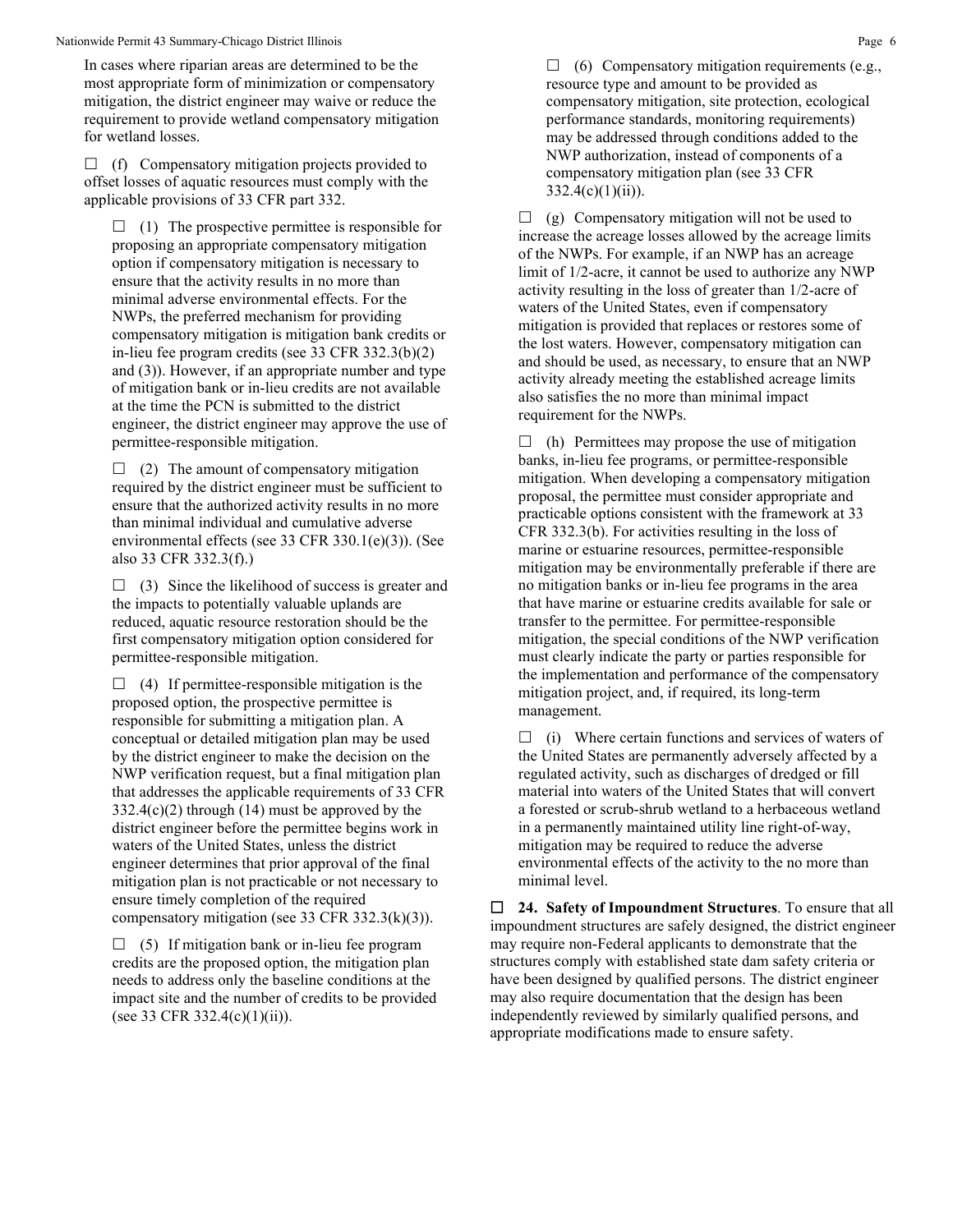In cases where riparian areas are determined to be the most appropriate form of minimization or compensatory mitigation, the district engineer may waive or reduce the requirement to provide wetland compensatory mitigation for wetland losses.

☐ (f) Compensatory mitigation projects provided to offset losses of aquatic resources must comply with the applicable provisions of 33 CFR part 332.

☐ (1) The prospective permittee is responsible for proposing an appropriate compensatory mitigation option if compensatory mitigation is necessary to ensure that the activity results in no more than minimal adverse environmental effects. For the NWPs, the preferred mechanism for providing compensatory mitigation is mitigation bank credits or in-lieu fee program credits (see 33 CFR 332.3(b)(2) and (3)). However, if an appropriate number and type of mitigation bank or in-lieu credits are not available at the time the PCN is submitted to the district engineer, the district engineer may approve the use of permittee-responsible mitigation.

☐ (2) The amount of compensatory mitigation required by the district engineer must be sufficient to ensure that the authorized activity results in no more than minimal individual and cumulative adverse environmental effects (see 33 CFR 330.1(e)(3)). (See also 33 CFR 332.3(f).)

☐ (3) Since the likelihood of success is greater and the impacts to potentially valuable uplands are reduced, aquatic resource restoration should be the first compensatory mitigation option considered for permittee-responsible mitigation.

☐ (4) If permittee-responsible mitigation is the proposed option, the prospective permittee is responsible for submitting a mitigation plan. A conceptual or detailed mitigation plan may be used by the district engineer to make the decision on the NWP verification request, but a final mitigation plan that addresses the applicable requirements of 33 CFR 332.4(c)(2) through (14) must be approved by the district engineer before the permittee begins work in waters of the United States, unless the district engineer determines that prior approval of the final mitigation plan is not practicable or not necessary to ensure timely completion of the required compensatory mitigation (see 33 CFR 332.3(k)(3)).

☐ (5) If mitigation bank or in-lieu fee program credits are the proposed option, the mitigation plan needs to address only the baseline conditions at the impact site and the number of credits to be provided (see 33 CFR 332.4(c)(1)(ii)).

☐ (6) Compensatory mitigation requirements (e.g., resource type and amount to be provided as compensatory mitigation, site protection, ecological performance standards, monitoring requirements) may be addressed through conditions added to the NWP authorization, instead of components of a compensatory mitigation plan (see 33 CFR 332.4(c)(1)(ii)).

☐ (g) Compensatory mitigation will not be used to increase the acreage losses allowed by the acreage limits of the NWPs. For example, if an NWP has an acreage limit of 1/2-acre, it cannot be used to authorize any NWP activity resulting in the loss of greater than 1/2-acre of waters of the United States, even if compensatory mitigation is provided that replaces or restores some of the lost waters. However, compensatory mitigation can and should be used, as necessary, to ensure that an NWP activity already meeting the established acreage limits also satisfies the no more than minimal impact requirement for the NWPs.

☐ (h) Permittees may propose the use of mitigation banks, in-lieu fee programs, or permittee-responsible mitigation. When developing a compensatory mitigation proposal, the permittee must consider appropriate and practicable options consistent with the framework at 33 CFR 332.3(b). For activities resulting in the loss of marine or estuarine resources, permittee-responsible mitigation may be environmentally preferable if there are no mitigation banks or in-lieu fee programs in the area that have marine or estuarine credits available for sale or transfer to the permittee. For permittee-responsible mitigation, the special conditions of the NWP verification must clearly indicate the party or parties responsible for the implementation and performance of the compensatory mitigation project, and, if required, its long-term management.

☐ (i) Where certain functions and services of waters of the United States are permanently adversely affected by a regulated activity, such as discharges of dredged or fill material into waters of the United States that will convert a forested or scrub-shrub wetland to a herbaceous wetland in a permanently maintained utility line right-of-way, mitigation may be required to reduce the adverse environmental effects of the activity to the no more than minimal level.

☐ **24. Safety of Impoundment Structures**. To ensure that all impoundment structures are safely designed, the district engineer may require non-Federal applicants to demonstrate that the structures comply with established state dam safety criteria or have been designed by qualified persons. The district engineer may also require documentation that the design has been independently reviewed by similarly qualified persons, and appropriate modifications made to ensure safety.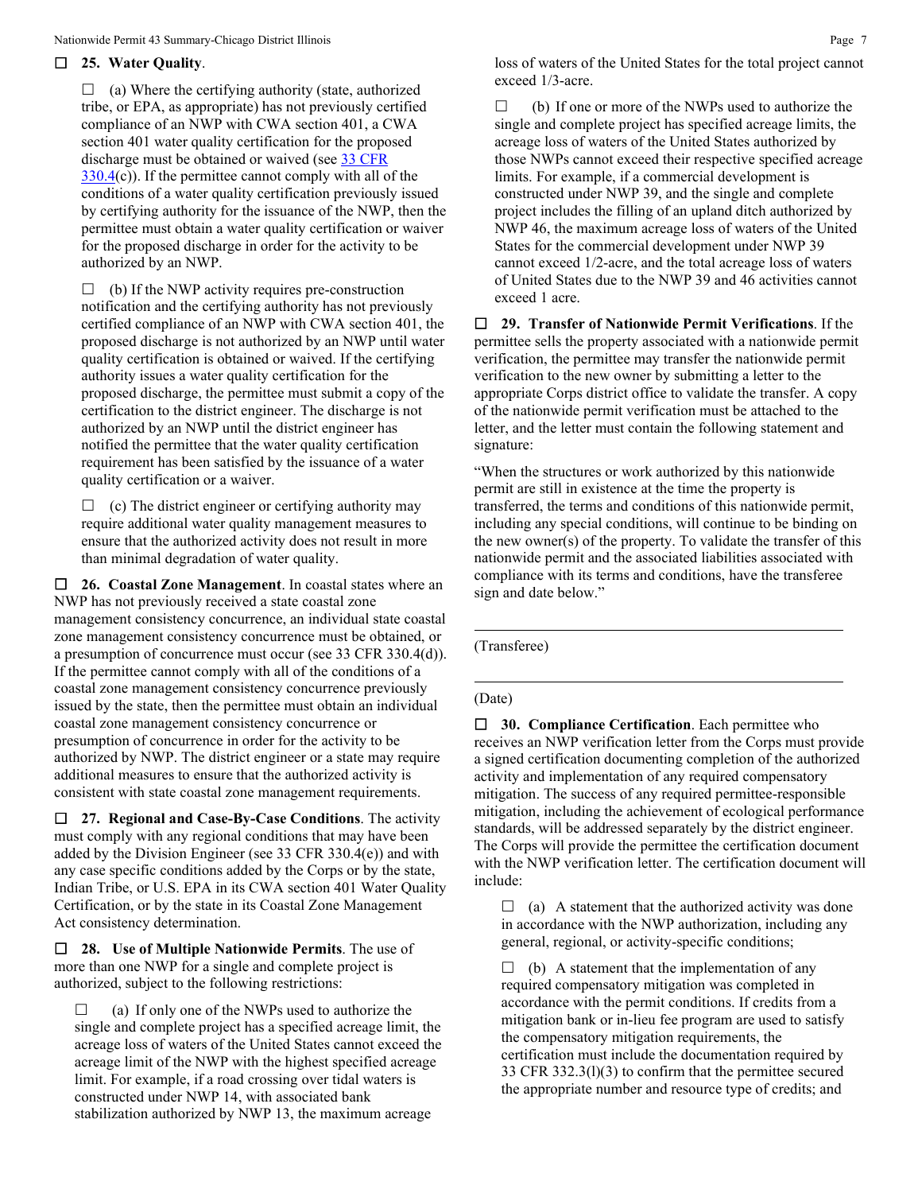☐ **25. Water Quality**.

☐ (a) Where the certifying authority (state, authorized tribe, or EPA, as appropriate) has not previously certified compliance of an NWP with CWA section 401, a CWA section 401 water quality certification for the proposed discharge must be obtained or waived (see 33 CFR 330.4(c)). If the permittee cannot comply with all of the conditions of a water quality certification previously issued by certifying authority for the issuance of the NWP, then the permittee must obtain a water quality certification or waiver for the proposed discharge in order for the activity to be authorized by an NWP.

☐ (b) If the NWP activity requires pre-construction notification and the certifying authority has not previously certified compliance of an NWP with CWA section 401, the proposed discharge is not authorized by an NWP until water quality certification is obtained or waived. If the certifying authority issues a water quality certification for the proposed discharge, the permittee must submit a copy of the certification to the district engineer. The discharge is not authorized by an NWP until the district engineer has notified the permittee that the water quality certification requirement has been satisfied by the issuance of a water quality certification or a waiver.

☐ (c) The district engineer or certifying authority may require additional water quality management measures to ensure that the authorized activity does not result in more than minimal degradation of water quality.

☐ **26. Coastal Zone Management**. In coastal states where an NWP has not previously received a state coastal zone management consistency concurrence, an individual state coastal zone management consistency concurrence must be obtained, or a presumption of concurrence must occur (see 33 CFR 330.4(d)). If the permittee cannot comply with all of the conditions of a coastal zone management consistency concurrence previously issued by the state, then the permittee must obtain an individual coastal zone management consistency concurrence or presumption of concurrence in order for the activity to be authorized by NWP. The district engineer or a state may require additional measures to ensure that the authorized activity is consistent with state coastal zone management requirements.

☐ **27. Regional and Case-By-Case Conditions**. The activity must comply with any regional conditions that may have been added by the Division Engineer (see 33 CFR 330.4(e)) and with any case specific conditions added by the Corps or by the state, Indian Tribe, or U.S. EPA in its CWA section 401 Water Quality Certification, or by the state in its Coastal Zone Management Act consistency determination.

☐ **28. Use of Multiple Nationwide Permits**. The use of more than one NWP for a single and complete project is authorized, subject to the following restrictions:

☐ (a) If only one of the NWPs used to authorize the single and complete project has a specified acreage limit, the acreage loss of waters of the United States cannot exceed the acreage limit of the NWP with the highest specified acreage limit. For example, if a road crossing over tidal waters is constructed under NWP 14, with associated bank stabilization authorized by NWP 13, the maximum acreage loss of waters of the United States for the total project cannot exceed 1/3-acre.

☐ (b) If one or more of the NWPs used to authorize the single and complete project has specified acreage limits, the acreage loss of waters of the United States authorized by those NWPs cannot exceed their respective specified acreage limits. For example, if a commercial development is constructed under NWP 39, and the single and complete project includes the filling of an upland ditch authorized by NWP 46, the maximum acreage loss of waters of the United States for the commercial development under NWP 39 cannot exceed 1/2-acre, and the total acreage loss of waters of United States due to the NWP 39 and 46 activities cannot exceed 1 acre.

☐ **29. Transfer of Nationwide Permit Verifications**. If the permittee sells the property associated with a nationwide permit verification, the permittee may transfer the nationwide permit verification to the new owner by submitting a letter to the appropriate Corps district office to validate the transfer. A copy of the nationwide permit verification must be attached to the letter, and the letter must contain the following statement and signature:

"When the structures or work authorized by this nationwide permit are still in existence at the time the property is transferred, the terms and conditions of this nationwide permit, including any special conditions, will continue to be binding on the new owner(s) of the property. To validate the transfer of this nationwide permit and the associated liabilities associated with compliance with its terms and conditions, have the transferee sign and date below."

______________________________

(Transferee)

______________________________

(Date)

☐ **30. Compliance Certification**. Each permittee who receives an NWP verification letter from the Corps must provide a signed certification documenting completion of the authorized activity and implementation of any required compensatory mitigation. The success of any required permittee-responsible mitigation, including the achievement of ecological performance standards, will be addressed separately by the district engineer. The Corps will provide the permittee the certification document with the NWP verification letter. The certification document will include:

☐ (a) A statement that the authorized activity was done in accordance with the NWP authorization, including any general, regional, or activity-specific conditions;

☐ (b) A statement that the implementation of any required compensatory mitigation was completed in accordance with the permit conditions. If credits from a mitigation bank or in-lieu fee program are used to satisfy the compensatory mitigation requirements, the certification must include the documentation required by 33 CFR 332.3(l)(3) to confirm that the permittee secured the appropriate number and resource type of credits; and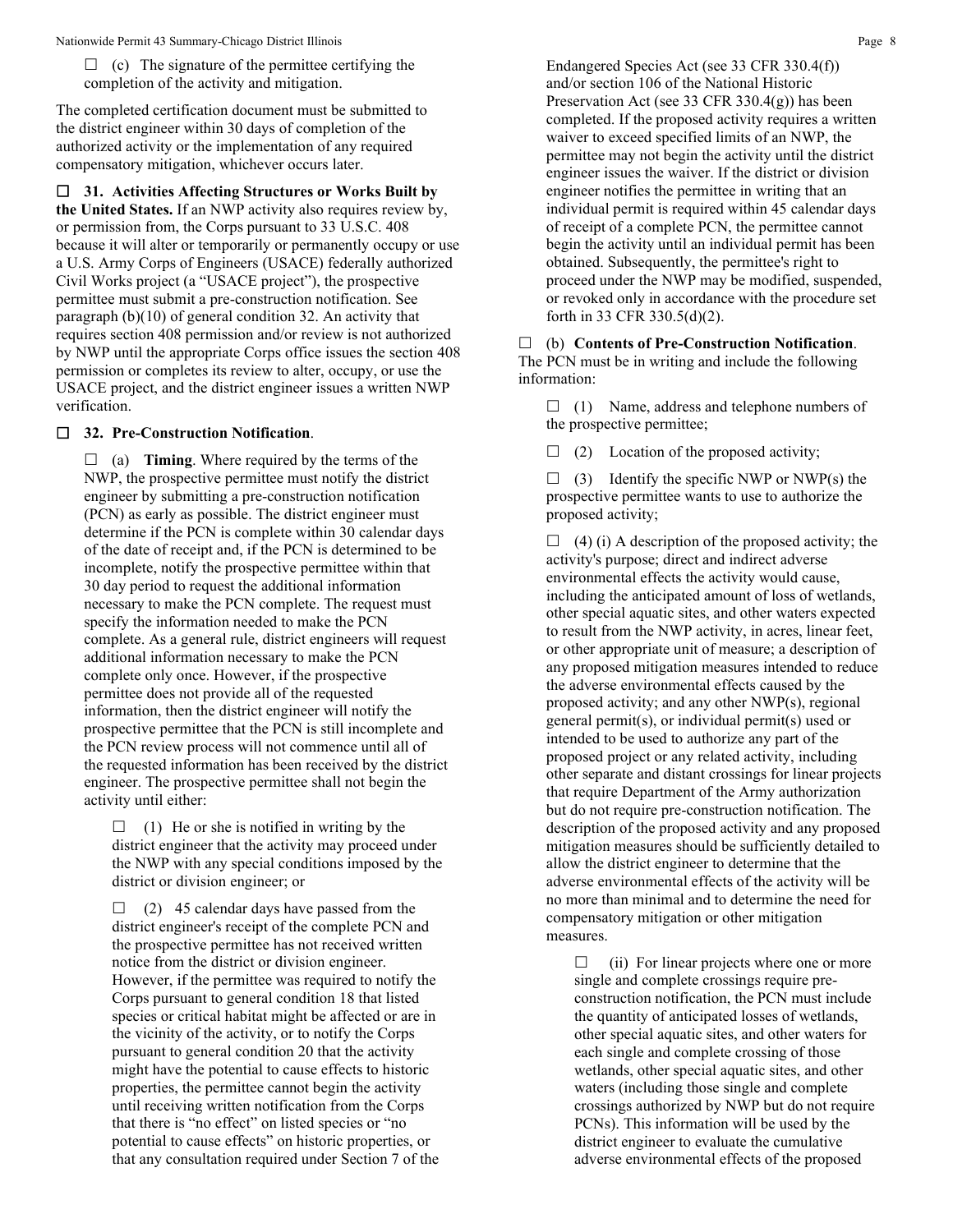☐ (c) The signature of the permittee certifying the completion of the activity and mitigation.

The completed certification document must be submitted to the district engineer within 30 days of completion of the authorized activity or the implementation of any required compensatory mitigation, whichever occurs later.

☐ **31. Activities Affecting Structures or Works Built by the United States.** If an NWP activity also requires review by, or permission from, the Corps pursuant to 33 U.S.C. 408 because it will alter or temporarily or permanently occupy or use a U.S. Army Corps of Engineers (USACE) federally authorized Civil Works project (a "USACE project"), the prospective permittee must submit a pre-construction notification. See paragraph (b)(10) of general condition 32. An activity that requires section 408 permission and/or review is not authorized by NWP until the appropriate Corps office issues the section 408 permission or completes its review to alter, occupy, or use the USACE project, and the district engineer issues a written NWP verification.

☐ **32. Pre-Construction Notification**.

☐ (a) **Timing**. Where required by the terms of the NWP, the prospective permittee must notify the district engineer by submitting a pre-construction notification (PCN) as early as possible. The district engineer must determine if the PCN is complete within 30 calendar days of the date of receipt and, if the PCN is determined to be incomplete, notify the prospective permittee within that 30 day period to request the additional information necessary to make the PCN complete. The request must specify the information needed to make the PCN complete. As a general rule, district engineers will request additional information necessary to make the PCN complete only once. However, if the prospective permittee does not provide all of the requested information, then the district engineer will notify the prospective permittee that the PCN is still incomplete and the PCN review process will not commence until all of the requested information has been received by the district engineer. The prospective permittee shall not begin the activity until either:

☐ (1) He or she is notified in writing by the district engineer that the activity may proceed under the NWP with any special conditions imposed by the district or division engineer; or

☐ (2) 45 calendar days have passed from the district engineer's receipt of the complete PCN and the prospective permittee has not received written notice from the district or division engineer. However, if the permittee was required to notify the Corps pursuant to general condition 18 that listed species or critical habitat might be affected or are in the vicinity of the activity, or to notify the Corps pursuant to general condition 20 that the activity might have the potential to cause effects to historic properties, the permittee cannot begin the activity until receiving written notification from the Corps that there is "no effect" on listed species or "no potential to cause effects" on historic properties, or that any consultation required under Section 7 of the Endangered Species Act (see 33 CFR 330.4(f)) and/or section 106 of the National Historic Preservation Act (see 33 CFR 330.4(g)) has been completed. If the proposed activity requires a written waiver to exceed specified limits of an NWP, the permittee may not begin the activity until the district engineer issues the waiver. If the district or division engineer notifies the permittee in writing that an individual permit is required within 45 calendar days of receipt of a complete PCN, the permittee cannot begin the activity until an individual permit has been obtained. Subsequently, the permittee's right to proceed under the NWP may be modified, suspended, or revoked only in accordance with the procedure set forth in 33 CFR 330.5(d)(2).

☐ (b) **Contents of Pre-Construction Notification**. The PCN must be in writing and include the following information:

☐ (1) Name, address and telephone numbers of the prospective permittee;

☐ (2) Location of the proposed activity;

☐ (3) Identify the specific NWP or NWP(s) the prospective permittee wants to use to authorize the proposed activity;

☐ (4) (i) A description of the proposed activity; the activity's purpose; direct and indirect adverse environmental effects the activity would cause, including the anticipated amount of loss of wetlands, other special aquatic sites, and other waters expected to result from the NWP activity, in acres, linear feet, or other appropriate unit of measure; a description of any proposed mitigation measures intended to reduce the adverse environmental effects caused by the proposed activity; and any other NWP(s), regional general permit(s), or individual permit(s) used or intended to be used to authorize any part of the proposed project or any related activity, including other separate and distant crossings for linear projects that require Department of the Army authorization but do not require pre-construction notification. The description of the proposed activity and any proposed mitigation measures should be sufficiently detailed to allow the district engineer to determine that the adverse environmental effects of the activity will be no more than minimal and to determine the need for compensatory mitigation or other mitigation measures.

☐ (ii) For linear projects where one or more single and complete crossings require pre-construction notification, the PCN must include the quantity of anticipated losses of wetlands, other special aquatic sites, and other waters for each single and complete crossing of those wetlands, other special aquatic sites, and other waters (including those single and complete crossings authorized by NWP but do not require PCNs). This information will be used by the district engineer to evaluate the cumulative adverse environmental effects of the proposed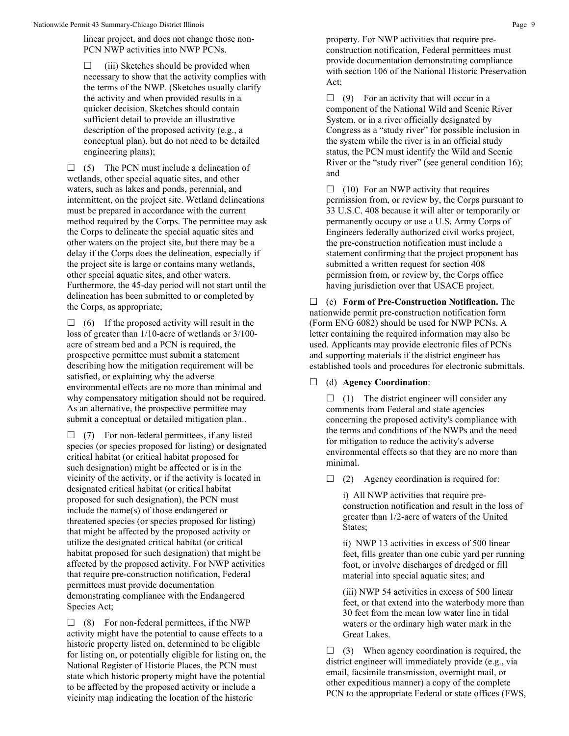linear project, and does not change those non-PCN NWP activities into NWP PCNs.

☐ (iii) Sketches should be provided when necessary to show that the activity complies with the terms of the NWP. (Sketches usually clarify the activity and when provided results in a quicker decision. Sketches should contain sufficient detail to provide an illustrative description of the proposed activity (e.g., a conceptual plan), but do not need to be detailed engineering plans);

☐ (5) The PCN must include a delineation of wetlands, other special aquatic sites, and other waters, such as lakes and ponds, perennial, and intermittent, on the project site. Wetland delineations must be prepared in accordance with the current method required by the Corps. The permittee may ask the Corps to delineate the special aquatic sites and other waters on the project site, but there may be a delay if the Corps does the delineation, especially if the project site is large or contains many wetlands, other special aquatic sites, and other waters. Furthermore, the 45-day period will not start until the delineation has been submitted to or completed by the Corps, as appropriate;

☐ (6) If the proposed activity will result in the loss of greater than 1/10-acre of wetlands or 3/100-acre of stream bed and a PCN is required, the prospective permittee must submit a statement describing how the mitigation requirement will be satisfied, or explaining why the adverse environmental effects are no more than minimal and why compensatory mitigation should not be required. As an alternative, the prospective permittee may submit a conceptual or detailed mitigation plan..

☐ (7) For non-federal permittees, if any listed species (or species proposed for listing) or designated critical habitat (or critical habitat proposed for such designation) might be affected or is in the vicinity of the activity, or if the activity is located in designated critical habitat (or critical habitat proposed for such designation), the PCN must include the name(s) of those endangered or threatened species (or species proposed for listing) that might be affected by the proposed activity or utilize the designated critical habitat (or critical habitat proposed for such designation) that might be affected by the proposed activity. For NWP activities that require pre-construction notification, Federal permittees must provide documentation demonstrating compliance with the Endangered Species Act;

☐ (8) For non-federal permittees, if the NWP activity might have the potential to cause effects to a historic property listed on, determined to be eligible for listing on, or potentially eligible for listing on, the National Register of Historic Places, the PCN must state which historic property might have the potential to be affected by the proposed activity or include a vicinity map indicating the location of the historic property. For NWP activities that require pre-construction notification, Federal permittees must provide documentation demonstrating compliance with section 106 of the National Historic Preservation Act;

☐ (9) For an activity that will occur in a component of the National Wild and Scenic River System, or in a river officially designated by Congress as a "study river" for possible inclusion in the system while the river is in an official study status, the PCN must identify the Wild and Scenic River or the "study river" (see general condition 16); and

☐ (10) For an NWP activity that requires permission from, or review by, the Corps pursuant to 33 U.S.C. 408 because it will alter or temporarily or permanently occupy or use a U.S. Army Corps of Engineers federally authorized civil works project, the pre-construction notification must include a statement confirming that the project proponent has submitted a written request for section 408 permission from, or review by, the Corps office having jurisdiction over that USACE project.

☐ (c) **Form of Pre-Construction Notification.** The nationwide permit pre-construction notification form (Form ENG 6082) should be used for NWP PCNs. A letter containing the required information may also be used. Applicants may provide electronic files of PCNs and supporting materials if the district engineer has established tools and procedures for electronic submittals.

☐ (d) **Agency Coordination**:

☐ (1) The district engineer will consider any comments from Federal and state agencies concerning the proposed activity's compliance with the terms and conditions of the NWPs and the need for mitigation to reduce the activity's adverse environmental effects so that they are no more than minimal.

☐ (2) Agency coordination is required for:

i) All NWP activities that require pre-construction notification and result in the loss of greater than 1/2-acre of waters of the United States;

ii) NWP 13 activities in excess of 500 linear feet, fills greater than one cubic yard per running foot, or involve discharges of dredged or fill material into special aquatic sites; and

(iii) NWP 54 activities in excess of 500 linear feet, or that extend into the waterbody more than 30 feet from the mean low water line in tidal waters or the ordinary high water mark in the Great Lakes.

☐ (3) When agency coordination is required, the district engineer will immediately provide (e.g., via email, facsimile transmission, overnight mail, or other expeditious manner) a copy of the complete PCN to the appropriate Federal or state offices (FWS,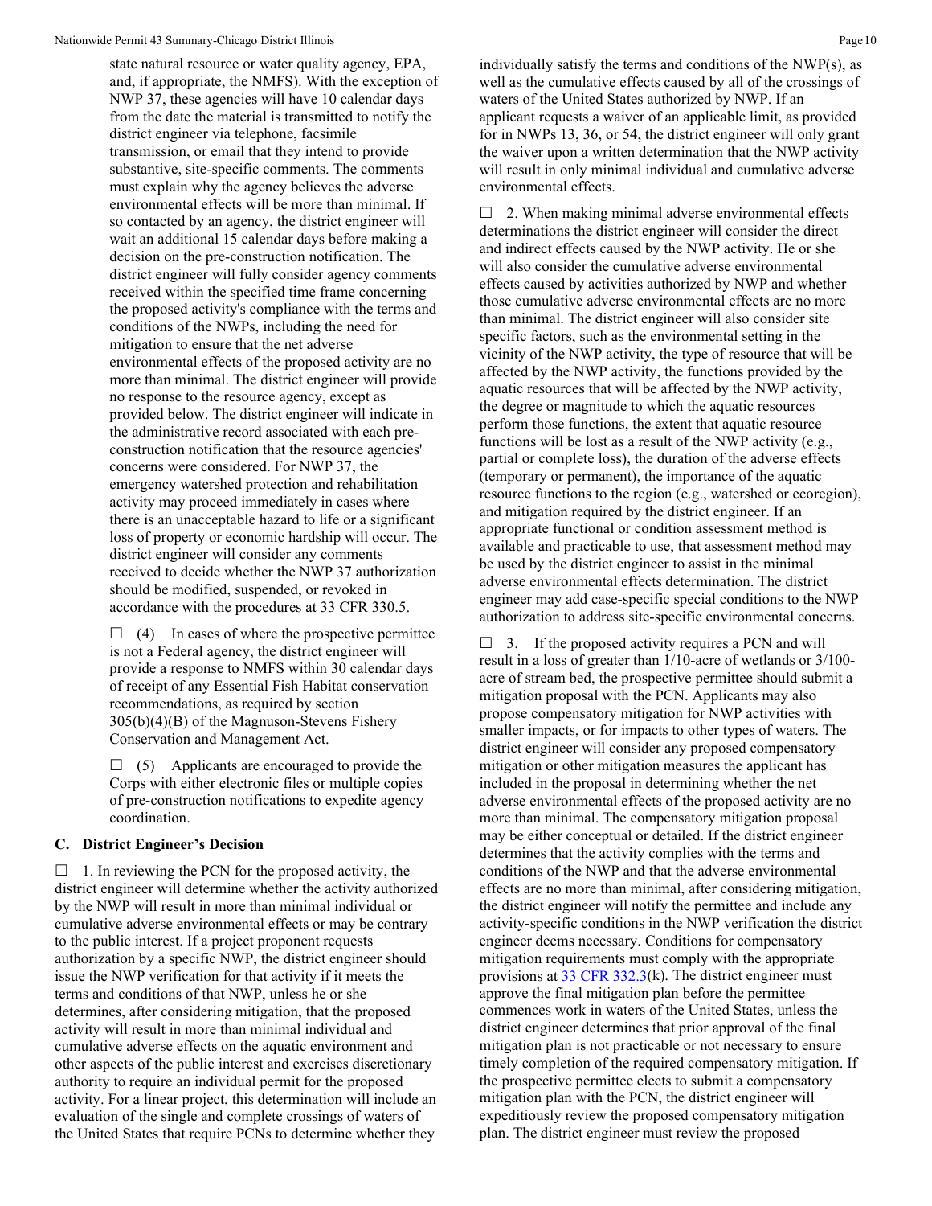state natural resource or water quality agency, EPA, and, if appropriate, the NMFS). With the exception of NWP 37, these agencies will have 10 calendar days from the date the material is transmitted to notify the district engineer via telephone, facsimile transmission, or email that they intend to provide substantive, site-specific comments. The comments must explain why the agency believes the adverse environmental effects will be more than minimal. If so contacted by an agency, the district engineer will wait an additional 15 calendar days before making a decision on the pre-construction notification. The district engineer will fully consider agency comments received within the specified time frame concerning the proposed activity's compliance with the terms and conditions of the NWPs, including the need for mitigation to ensure that the net adverse environmental effects of the proposed activity are no more than minimal. The district engineer will provide no response to the resource agency, except as provided below. The district engineer will indicate in the administrative record associated with each pre-construction notification that the resource agencies' concerns were considered. For NWP 37, the emergency watershed protection and rehabilitation activity may proceed immediately in cases where there is an unacceptable hazard to life or a significant loss of property or economic hardship will occur. The district engineer will consider any comments received to decide whether the NWP 37 authorization should be modified, suspended, or revoked in accordance with the procedures at 33 CFR 330.5.

☐ (4) In cases of where the prospective permittee is not a Federal agency, the district engineer will provide a response to NMFS within 30 calendar days of receipt of any Essential Fish Habitat conservation recommendations, as required by section 305(b)(4)(B) of the Magnuson-Stevens Fishery Conservation and Management Act.

☐ (5) Applicants are encouraged to provide the Corps with either electronic files or multiple copies of pre-construction notifications to expedite agency coordination.

### C. District Engineer's Decision

☐ 1. In reviewing the PCN for the proposed activity, the district engineer will determine whether the activity authorized by the NWP will result in more than minimal individual or cumulative adverse environmental effects or may be contrary to the public interest. If a project proponent requests authorization by a specific NWP, the district engineer should issue the NWP verification for that activity if it meets the terms and conditions of that NWP, unless he or she determines, after considering mitigation, that the proposed activity will result in more than minimal individual and cumulative adverse effects on the aquatic environment and other aspects of the public interest and exercises discretionary authority to require an individual permit for the proposed activity. For a linear project, this determination will include an evaluation of the single and complete crossings of waters of the United States that require PCNs to determine whether they individually satisfy the terms and conditions of the NWP(s), as well as the cumulative effects caused by all of the crossings of waters of the United States authorized by NWP. If an applicant requests a waiver of an applicable limit, as provided for in NWPs 13, 36, or 54, the district engineer will only grant the waiver upon a written determination that the NWP activity will result in only minimal individual and cumulative adverse environmental effects.

☐ 2. When making minimal adverse environmental effects determinations the district engineer will consider the direct and indirect effects caused by the NWP activity. He or she will also consider the cumulative adverse environmental effects caused by activities authorized by NWP and whether those cumulative adverse environmental effects are no more than minimal. The district engineer will also consider site specific factors, such as the environmental setting in the vicinity of the NWP activity, the type of resource that will be affected by the NWP activity, the functions provided by the aquatic resources that will be affected by the NWP activity, the degree or magnitude to which the aquatic resources perform those functions, the extent that aquatic resource functions will be lost as a result of the NWP activity (e.g., partial or complete loss), the duration of the adverse effects (temporary or permanent), the importance of the aquatic resource functions to the region (e.g., watershed or ecoregion), and mitigation required by the district engineer. If an appropriate functional or condition assessment method is available and practicable to use, that assessment method may be used by the district engineer to assist in the minimal adverse environmental effects determination. The district engineer may add case-specific special conditions to the NWP authorization to address site-specific environmental concerns.

☐ 3. If the proposed activity requires a PCN and will result in a loss of greater than 1/10-acre of wetlands or 3/100-acre of stream bed, the prospective permittee should submit a mitigation proposal with the PCN. Applicants may also propose compensatory mitigation for NWP activities with smaller impacts, or for impacts to other types of waters. The district engineer will consider any proposed compensatory mitigation or other mitigation measures the applicant has included in the proposal in determining whether the net adverse environmental effects of the proposed activity are no more than minimal. The compensatory mitigation proposal may be either conceptual or detailed. If the district engineer determines that the activity complies with the terms and conditions of the NWP and that the adverse environmental effects are no more than minimal, after considering mitigation, the district engineer will notify the permittee and include any activity-specific conditions in the NWP verification the district engineer deems necessary. Conditions for compensatory mitigation requirements must comply with the appropriate provisions at 33 CFR 332.3(k). The district engineer must approve the final mitigation plan before the permittee commences work in waters of the United States, unless the district engineer determines that prior approval of the final mitigation plan is not practicable or not necessary to ensure timely completion of the required compensatory mitigation. If the prospective permittee elects to submit a compensatory mitigation plan with the PCN, the district engineer will expeditiously review the proposed compensatory mitigation plan. The district engineer must review the proposed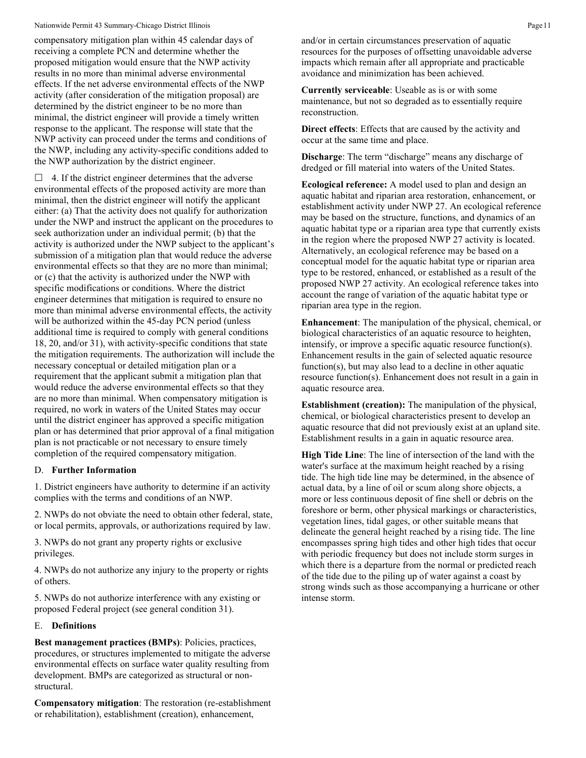compensatory mitigation plan within 45 calendar days of receiving a complete PCN and determine whether the proposed mitigation would ensure that the NWP activity results in no more than minimal adverse environmental effects. If the net adverse environmental effects of the NWP activity (after consideration of the mitigation proposal) are determined by the district engineer to be no more than minimal, the district engineer will provide a timely written response to the applicant. The response will state that the NWP activity can proceed under the terms and conditions of the NWP, including any activity-specific conditions added to the NWP authorization by the district engineer.

☐ 4. If the district engineer determines that the adverse environmental effects of the proposed activity are more than minimal, then the district engineer will notify the applicant either: (a) That the activity does not qualify for authorization under the NWP and instruct the applicant on the procedures to seek authorization under an individual permit; (b) that the activity is authorized under the NWP subject to the applicant's submission of a mitigation plan that would reduce the adverse environmental effects so that they are no more than minimal; or (c) that the activity is authorized under the NWP with specific modifications or conditions. Where the district engineer determines that mitigation is required to ensure no more than minimal adverse environmental effects, the activity will be authorized within the 45-day PCN period (unless additional time is required to comply with general conditions 18, 20, and/or 31), with activity-specific conditions that state the mitigation requirements. The authorization will include the necessary conceptual or detailed mitigation plan or a requirement that the applicant submit a mitigation plan that would reduce the adverse environmental effects so that they are no more than minimal. When compensatory mitigation is required, no work in waters of the United States may occur until the district engineer has approved a specific mitigation plan or has determined that prior approval of a final mitigation plan is not practicable or not necessary to ensure timely completion of the required compensatory mitigation.

## D. Further Information

1. District engineers have authority to determine if an activity complies with the terms and conditions of an NWP.

2. NWPs do not obviate the need to obtain other federal, state, or local permits, approvals, or authorizations required by law.

3. NWPs do not grant any property rights or exclusive privileges.

4. NWPs do not authorize any injury to the property or rights of others.

5. NWPs do not authorize interference with any existing or proposed Federal project (see general condition 31).

## E. Definitions

**Best management practices (BMPs)**: Policies, practices, procedures, or structures implemented to mitigate the adverse environmental effects on surface water quality resulting from development. BMPs are categorized as structural or non-structural.

**Compensatory mitigation**: The restoration (re-establishment or rehabilitation), establishment (creation), enhancement, and/or in certain circumstances preservation of aquatic resources for the purposes of offsetting unavoidable adverse impacts which remain after all appropriate and practicable avoidance and minimization has been achieved.

**Currently serviceable**: Useable as is or with some maintenance, but not so degraded as to essentially require reconstruction.

**Direct effects**: Effects that are caused by the activity and occur at the same time and place.

**Discharge**: The term "discharge" means any discharge of dredged or fill material into waters of the United States.

**Ecological reference:** A model used to plan and design an aquatic habitat and riparian area restoration, enhancement, or establishment activity under NWP 27. An ecological reference may be based on the structure, functions, and dynamics of an aquatic habitat type or a riparian area type that currently exists in the region where the proposed NWP 27 activity is located. Alternatively, an ecological reference may be based on a conceptual model for the aquatic habitat type or riparian area type to be restored, enhanced, or established as a result of the proposed NWP 27 activity. An ecological reference takes into account the range of variation of the aquatic habitat type or riparian area type in the region.

**Enhancement**: The manipulation of the physical, chemical, or biological characteristics of an aquatic resource to heighten, intensify, or improve a specific aquatic resource function(s). Enhancement results in the gain of selected aquatic resource function(s), but may also lead to a decline in other aquatic resource function(s). Enhancement does not result in a gain in aquatic resource area.

**Establishment (creation):** The manipulation of the physical, chemical, or biological characteristics present to develop an aquatic resource that did not previously exist at an upland site. Establishment results in a gain in aquatic resource area.

**High Tide Line**: The line of intersection of the land with the water's surface at the maximum height reached by a rising tide. The high tide line may be determined, in the absence of actual data, by a line of oil or scum along shore objects, a more or less continuous deposit of fine shell or debris on the foreshore or berm, other physical markings or characteristics, vegetation lines, tidal gages, or other suitable means that delineate the general height reached by a rising tide. The line encompasses spring high tides and other high tides that occur with periodic frequency but does not include storm surges in which there is a departure from the normal or predicted reach of the tide due to the piling up of water against a coast by strong winds such as those accompanying a hurricane or other intense storm.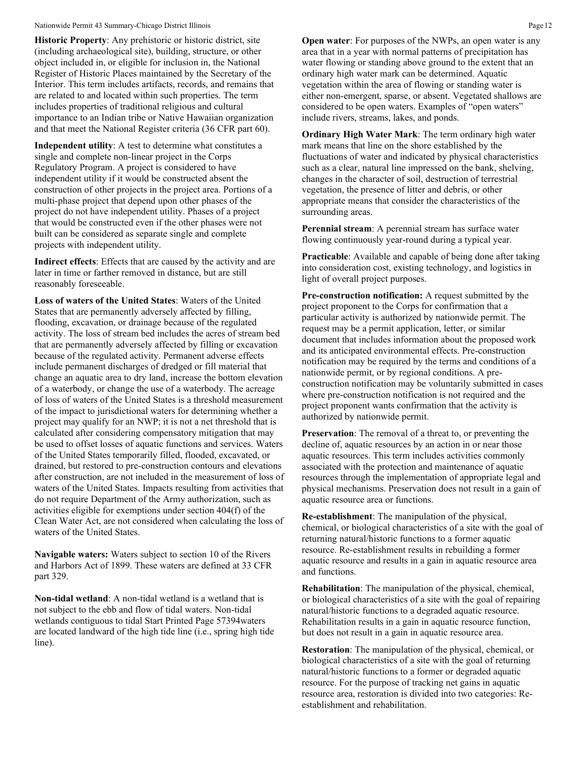**Historic Property**: Any prehistoric or historic district, site (including archaeological site), building, structure, or other object included in, or eligible for inclusion in, the National Register of Historic Places maintained by the Secretary of the Interior. This term includes artifacts, records, and remains that are related to and located within such properties. The term includes properties of traditional religious and cultural importance to an Indian tribe or Native Hawaiian organization and that meet the National Register criteria (36 CFR part 60).

**Independent utility**: A test to determine what constitutes a single and complete non-linear project in the Corps Regulatory Program. A project is considered to have independent utility if it would be constructed absent the construction of other projects in the project area. Portions of a multi-phase project that depend upon other phases of the project do not have independent utility. Phases of a project that would be constructed even if the other phases were not built can be considered as separate single and complete projects with independent utility.

**Indirect effects**: Effects that are caused by the activity and are later in time or farther removed in distance, but are still reasonably foreseeable.

**Loss of waters of the United States**: Waters of the United States that are permanently adversely affected by filling, flooding, excavation, or drainage because of the regulated activity. The loss of stream bed includes the acres of stream bed that are permanently adversely affected by filling or excavation because of the regulated activity. Permanent adverse effects include permanent discharges of dredged or fill material that change an aquatic area to dry land, increase the bottom elevation of a waterbody, or change the use of a waterbody. The acreage of loss of waters of the United States is a threshold measurement of the impact to jurisdictional waters for determining whether a project may qualify for an NWP; it is not a net threshold that is calculated after considering compensatory mitigation that may be used to offset losses of aquatic functions and services. Waters of the United States temporarily filled, flooded, excavated, or drained, but restored to pre-construction contours and elevations after construction, are not included in the measurement of loss of waters of the United States. Impacts resulting from activities that do not require Department of the Army authorization, such as activities eligible for exemptions under section 404(f) of the Clean Water Act, are not considered when calculating the loss of waters of the United States.

**Navigable waters:** Waters subject to section 10 of the Rivers and Harbors Act of 1899. These waters are defined at 33 CFR part 329.

**Non-tidal wetland**: A non-tidal wetland is a wetland that is not subject to the ebb and flow of tidal waters. Non-tidal wetlands contiguous to tidal Start Printed Page 57394waters are located landward of the high tide line (i.e., spring high tide line).

**Open water**: For purposes of the NWPs, an open water is any area that in a year with normal patterns of precipitation has water flowing or standing above ground to the extent that an ordinary high water mark can be determined. Aquatic vegetation within the area of flowing or standing water is either non-emergent, sparse, or absent. Vegetated shallows are considered to be open waters. Examples of "open waters" include rivers, streams, lakes, and ponds.

**Ordinary High Water Mark**: The term ordinary high water mark means that line on the shore established by the fluctuations of water and indicated by physical characteristics such as a clear, natural line impressed on the bank, shelving, changes in the character of soil, destruction of terrestrial vegetation, the presence of litter and debris, or other appropriate means that consider the characteristics of the surrounding areas.

**Perennial stream**: A perennial stream has surface water flowing continuously year-round during a typical year.

**Practicable**: Available and capable of being done after taking into consideration cost, existing technology, and logistics in light of overall project purposes.

**Pre-construction notification:** A request submitted by the project proponent to the Corps for confirmation that a particular activity is authorized by nationwide permit. The request may be a permit application, letter, or similar document that includes information about the proposed work and its anticipated environmental effects. Pre-construction notification may be required by the terms and conditions of a nationwide permit, or by regional conditions. A pre-construction notification may be voluntarily submitted in cases where pre-construction notification is not required and the project proponent wants confirmation that the activity is authorized by nationwide permit.

**Preservation**: The removal of a threat to, or preventing the decline of, aquatic resources by an action in or near those aquatic resources. This term includes activities commonly associated with the protection and maintenance of aquatic resources through the implementation of appropriate legal and physical mechanisms. Preservation does not result in a gain of aquatic resource area or functions.

**Re-establishment**: The manipulation of the physical, chemical, or biological characteristics of a site with the goal of returning natural/historic functions to a former aquatic resource. Re-establishment results in rebuilding a former aquatic resource and results in a gain in aquatic resource area and functions.

**Rehabilitation**: The manipulation of the physical, chemical, or biological characteristics of a site with the goal of repairing natural/historic functions to a degraded aquatic resource. Rehabilitation results in a gain in aquatic resource function, but does not result in a gain in aquatic resource area.

**Restoration**: The manipulation of the physical, chemical, or biological characteristics of a site with the goal of returning natural/historic functions to a former or degraded aquatic resource. For the purpose of tracking net gains in aquatic resource area, restoration is divided into two categories: Re-establishment and rehabilitation.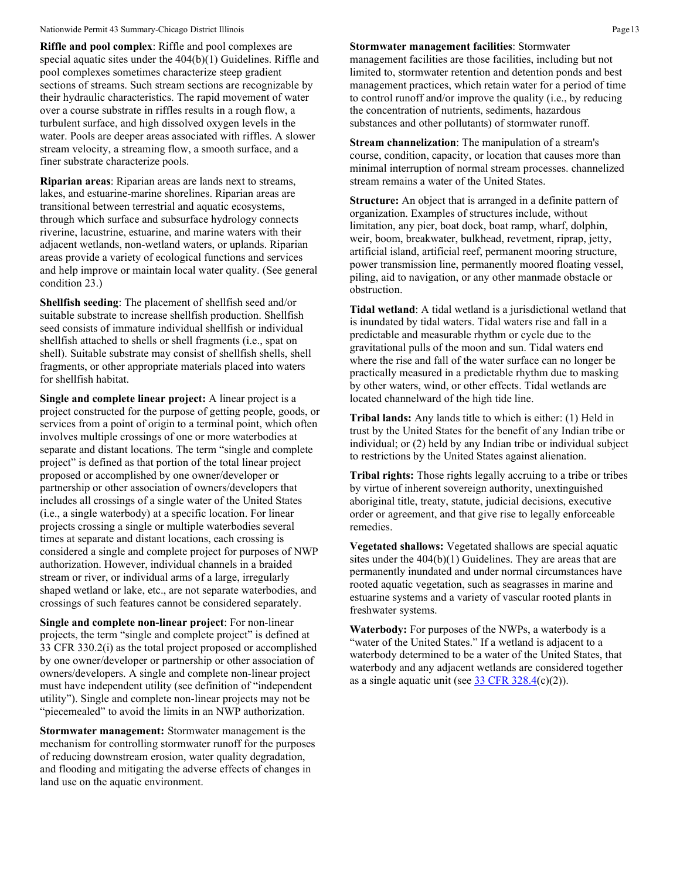**Riffle and pool complex**: Riffle and pool complexes are special aquatic sites under the 404(b)(1) Guidelines. Riffle and pool complexes sometimes characterize steep gradient sections of streams. Such stream sections are recognizable by their hydraulic characteristics. The rapid movement of water over a course substrate in riffles results in a rough flow, a turbulent surface, and high dissolved oxygen levels in the water. Pools are deeper areas associated with riffles. A slower stream velocity, a streaming flow, a smooth surface, and a finer substrate characterize pools.

**Riparian areas**: Riparian areas are lands next to streams, lakes, and estuarine-marine shorelines. Riparian areas are transitional between terrestrial and aquatic ecosystems, through which surface and subsurface hydrology connects riverine, lacustrine, estuarine, and marine waters with their adjacent wetlands, non-wetland waters, or uplands. Riparian areas provide a variety of ecological functions and services and help improve or maintain local water quality. (See general condition 23.)

**Shellfish seeding**: The placement of shellfish seed and/or suitable substrate to increase shellfish production. Shellfish seed consists of immature individual shellfish or individual shellfish attached to shells or shell fragments (i.e., spat on shell). Suitable substrate may consist of shellfish shells, shell fragments, or other appropriate materials placed into waters for shellfish habitat.

**Single and complete linear project:** A linear project is a project constructed for the purpose of getting people, goods, or services from a point of origin to a terminal point, which often involves multiple crossings of one or more waterbodies at separate and distant locations. The term "single and complete project" is defined as that portion of the total linear project proposed or accomplished by one owner/developer or partnership or other association of owners/developers that includes all crossings of a single water of the United States (i.e., a single waterbody) at a specific location. For linear projects crossing a single or multiple waterbodies several times at separate and distant locations, each crossing is considered a single and complete project for purposes of NWP authorization. However, individual channels in a braided stream or river, or individual arms of a large, irregularly shaped wetland or lake, etc., are not separate waterbodies, and crossings of such features cannot be considered separately.

**Single and complete non-linear project**: For non-linear projects, the term "single and complete project" is defined at 33 CFR 330.2(i) as the total project proposed or accomplished by one owner/developer or partnership or other association of owners/developers. A single and complete non-linear project must have independent utility (see definition of "independent utility"). Single and complete non-linear projects may not be "piecemealed" to avoid the limits in an NWP authorization.

**Stormwater management:** Stormwater management is the mechanism for controlling stormwater runoff for the purposes of reducing downstream erosion, water quality degradation, and flooding and mitigating the adverse effects of changes in land use on the aquatic environment.

**Stormwater management facilities**: Stormwater management facilities are those facilities, including but not limited to, stormwater retention and detention ponds and best management practices, which retain water for a period of time to control runoff and/or improve the quality (i.e., by reducing the concentration of nutrients, sediments, hazardous substances and other pollutants) of stormwater runoff.

**Stream channelization**: The manipulation of a stream's course, condition, capacity, or location that causes more than minimal interruption of normal stream processes. channelized stream remains a water of the United States.

**Structure:** An object that is arranged in a definite pattern of organization. Examples of structures include, without limitation, any pier, boat dock, boat ramp, wharf, dolphin, weir, boom, breakwater, bulkhead, revetment, riprap, jetty, artificial island, artificial reef, permanent mooring structure, power transmission line, permanently moored floating vessel, piling, aid to navigation, or any other manmade obstacle or obstruction.

**Tidal wetland**: A tidal wetland is a jurisdictional wetland that is inundated by tidal waters. Tidal waters rise and fall in a predictable and measurable rhythm or cycle due to the gravitational pulls of the moon and sun. Tidal waters end where the rise and fall of the water surface can no longer be practically measured in a predictable rhythm due to masking by other waters, wind, or other effects. Tidal wetlands are located channelward of the high tide line.

**Tribal lands:** Any lands title to which is either: (1) Held in trust by the United States for the benefit of any Indian tribe or individual; or (2) held by any Indian tribe or individual subject to restrictions by the United States against alienation.

**Tribal rights:** Those rights legally accruing to a tribe or tribes by virtue of inherent sovereign authority, unextinguished aboriginal title, treaty, statute, judicial decisions, executive order or agreement, and that give rise to legally enforceable remedies.

**Vegetated shallows:** Vegetated shallows are special aquatic sites under the 404(b)(1) Guidelines. They are areas that are permanently inundated and under normal circumstances have rooted aquatic vegetation, such as seagrasses in marine and estuarine systems and a variety of vascular rooted plants in freshwater systems.

**Waterbody:** For purposes of the NWPs, a waterbody is a "water of the United States." If a wetland is adjacent to a waterbody determined to be a water of the United States, that waterbody and any adjacent wetlands are considered together as a single aquatic unit (see 33 CFR 328.4(c)(2)).